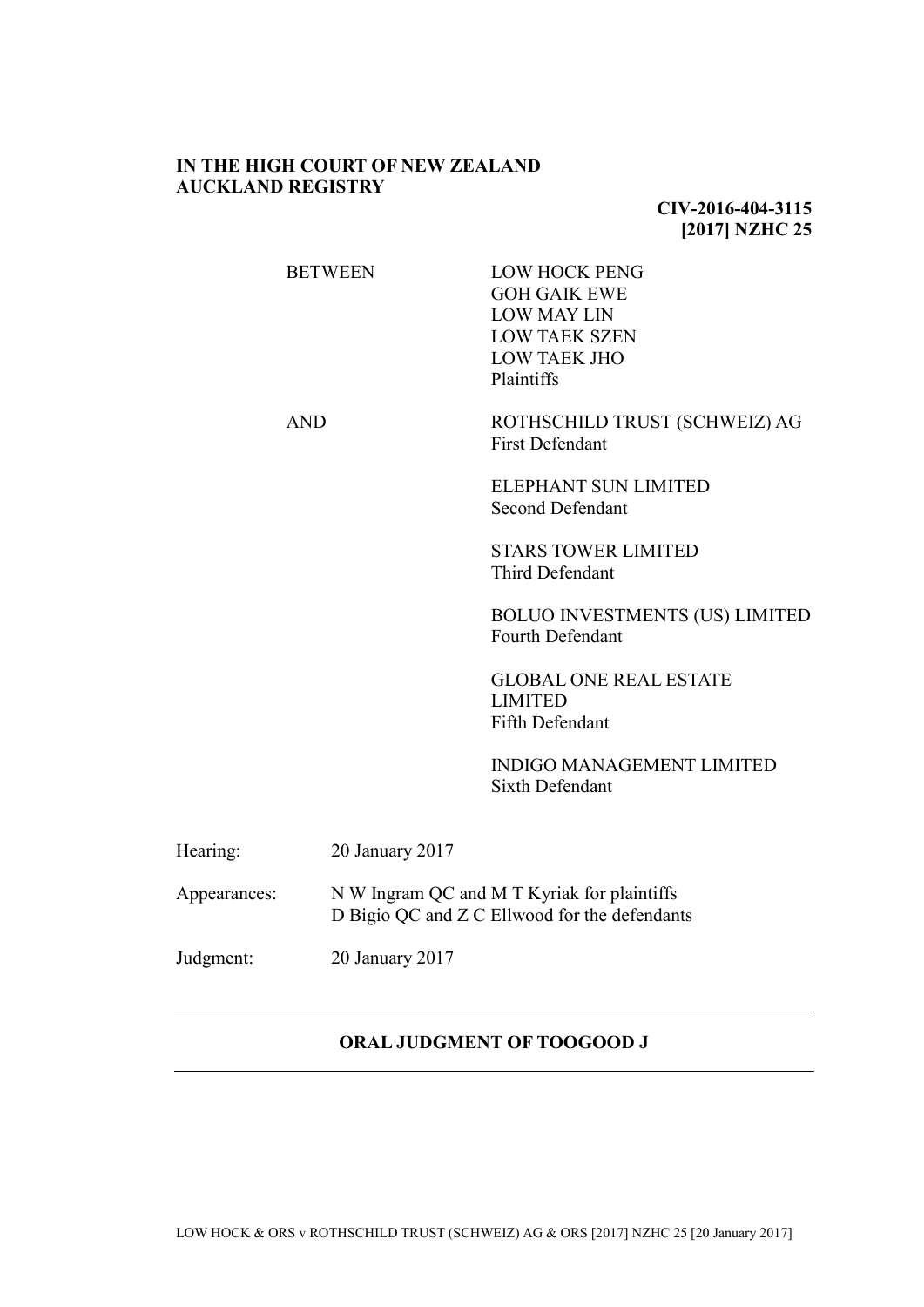**IN THE HIGH COURT OF NEW ZEALAND**
**AUCKLAND REGISTRY**

**CIV-2016-404-3115**
**[2017] NZHC 25**

| | |
|---|---|
| BETWEEN | LOW HOCK PENG<br>GOH GAIK EWE<br>LOW MAY LIN<br>LOW TAEK SZEN<br>LOW TAEK JHO<br>Plaintiffs |
| AND | ROTHSCHILD TRUST (SCHWEIZ) AG<br>First Defendant |
| | ELEPHANT SUN LIMITED<br>Second Defendant |
| | STARS TOWER LIMITED<br>Third Defendant |
| | BOLUO INVESTMENTS (US) LIMITED<br>Fourth Defendant |
| | GLOBAL ONE REAL ESTATE LIMITED<br>Fifth Defendant |
| | INDIGO MANAGEMENT LIMITED<br>Sixth Defendant |

| | |
|---|---|
| Hearing: | 20 January 2017 |
| Appearances: | N W Ingram QC and M T Kyriak for plaintiffs<br>D Bigio QC and Z C Ellwood for the defendants |
| Judgment: | 20 January 2017 |

---

**ORAL JUDGMENT OF TOOGOOD J**

---

LOW HOCK & ORS v ROTHSCHILD TRUST (SCHWEIZ) AG & ORS [2017] NZHC 25 [20 January 2017]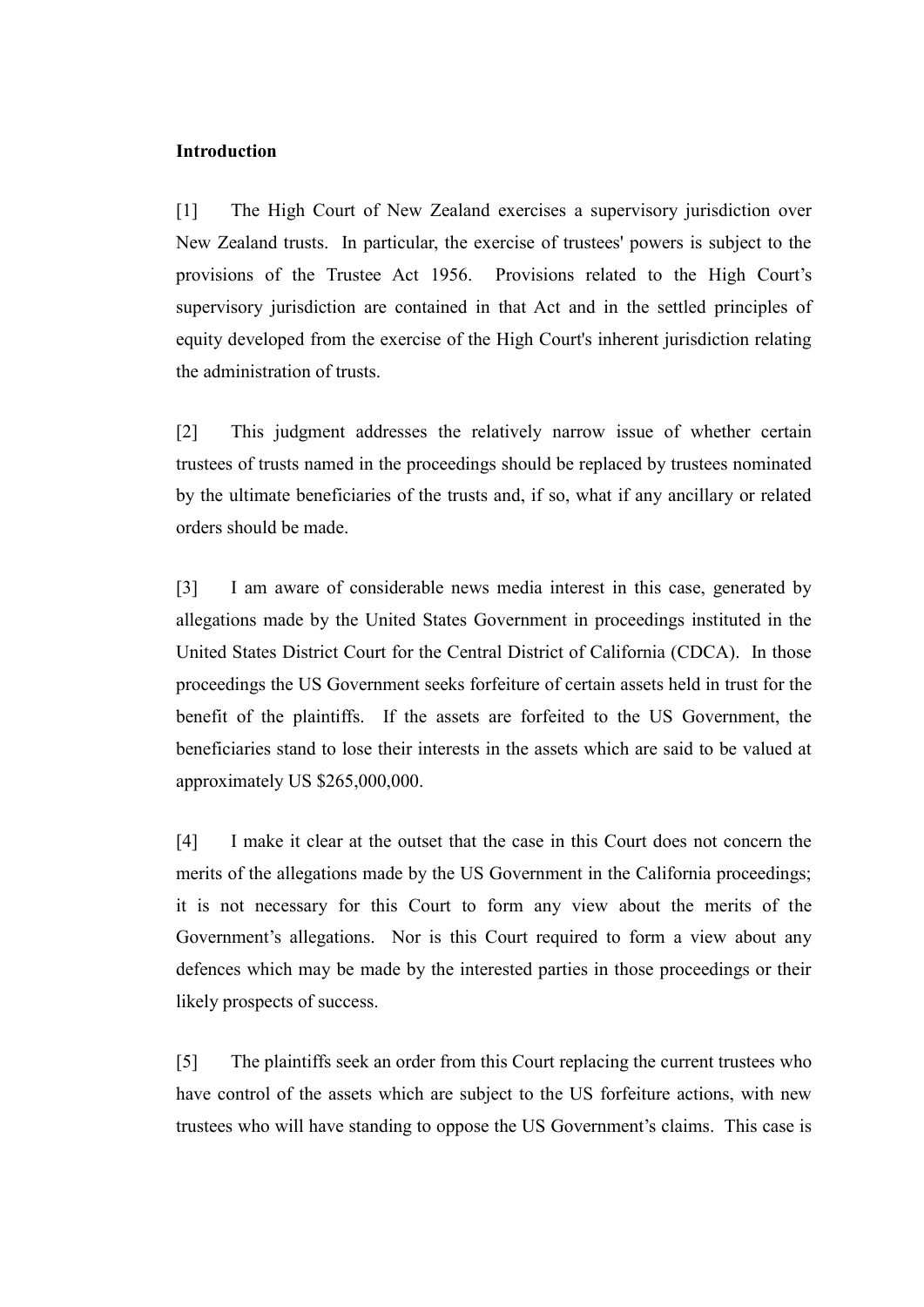**Introduction**

[1] The High Court of New Zealand exercises a supervisory jurisdiction over New Zealand trusts. In particular, the exercise of trustees' powers is subject to the provisions of the Trustee Act 1956. Provisions related to the High Court's supervisory jurisdiction are contained in that Act and in the settled principles of equity developed from the exercise of the High Court's inherent jurisdiction relating the administration of trusts.

[2] This judgment addresses the relatively narrow issue of whether certain trustees of trusts named in the proceedings should be replaced by trustees nominated by the ultimate beneficiaries of the trusts and, if so, what if any ancillary or related orders should be made.

[3] I am aware of considerable news media interest in this case, generated by allegations made by the United States Government in proceedings instituted in the United States District Court for the Central District of California (CDCA). In those proceedings the US Government seeks forfeiture of certain assets held in trust for the benefit of the plaintiffs. If the assets are forfeited to the US Government, the beneficiaries stand to lose their interests in the assets which are said to be valued at approximately US $265,000,000.

[4] I make it clear at the outset that the case in this Court does not concern the merits of the allegations made by the US Government in the California proceedings; it is not necessary for this Court to form any view about the merits of the Government's allegations. Nor is this Court required to form a view about any defences which may be made by the interested parties in those proceedings or their likely prospects of success.

[5] The plaintiffs seek an order from this Court replacing the current trustees who have control of the assets which are subject to the US forfeiture actions, with new trustees who will have standing to oppose the US Government's claims. This case is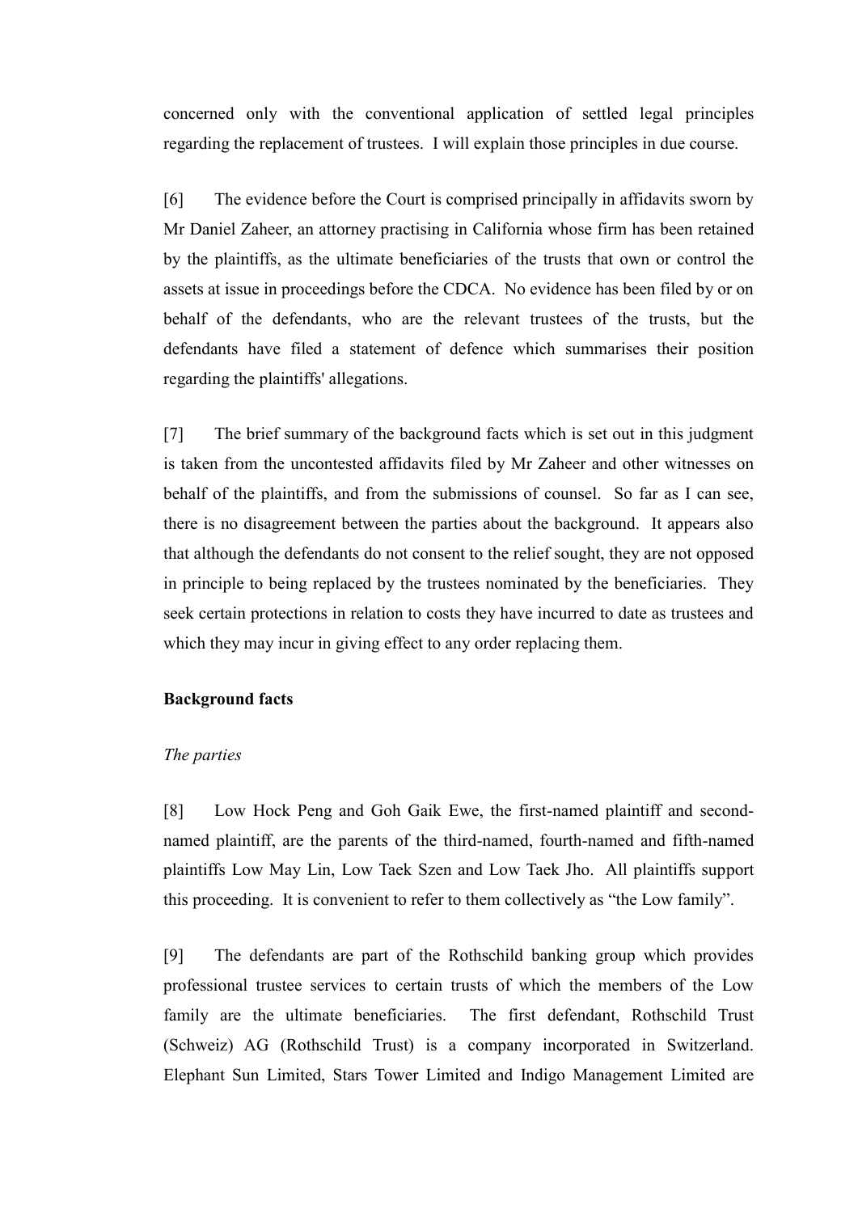concerned only with the conventional application of settled legal principles regarding the replacement of trustees. I will explain those principles in due course.

[6] The evidence before the Court is comprised principally in affidavits sworn by Mr Daniel Zaheer, an attorney practising in California whose firm has been retained by the plaintiffs, as the ultimate beneficiaries of the trusts that own or control the assets at issue in proceedings before the CDCA. No evidence has been filed by or on behalf of the defendants, who are the relevant trustees of the trusts, but the defendants have filed a statement of defence which summarises their position regarding the plaintiffs' allegations.

[7] The brief summary of the background facts which is set out in this judgment is taken from the uncontested affidavits filed by Mr Zaheer and other witnesses on behalf of the plaintiffs, and from the submissions of counsel. So far as I can see, there is no disagreement between the parties about the background. It appears also that although the defendants do not consent to the relief sought, they are not opposed in principle to being replaced by the trustees nominated by the beneficiaries. They seek certain protections in relation to costs they have incurred to date as trustees and which they may incur in giving effect to any order replacing them.

## Background facts

### *The parties*

[8] Low Hock Peng and Goh Gaik Ewe, the first-named plaintiff and second-named plaintiff, are the parents of the third-named, fourth-named and fifth-named plaintiffs Low May Lin, Low Taek Szen and Low Taek Jho. All plaintiffs support this proceeding. It is convenient to refer to them collectively as "the Low family".

[9] The defendants are part of the Rothschild banking group which provides professional trustee services to certain trusts of which the members of the Low family are the ultimate beneficiaries. The first defendant, Rothschild Trust (Schweiz) AG (Rothschild Trust) is a company incorporated in Switzerland. Elephant Sun Limited, Stars Tower Limited and Indigo Management Limited are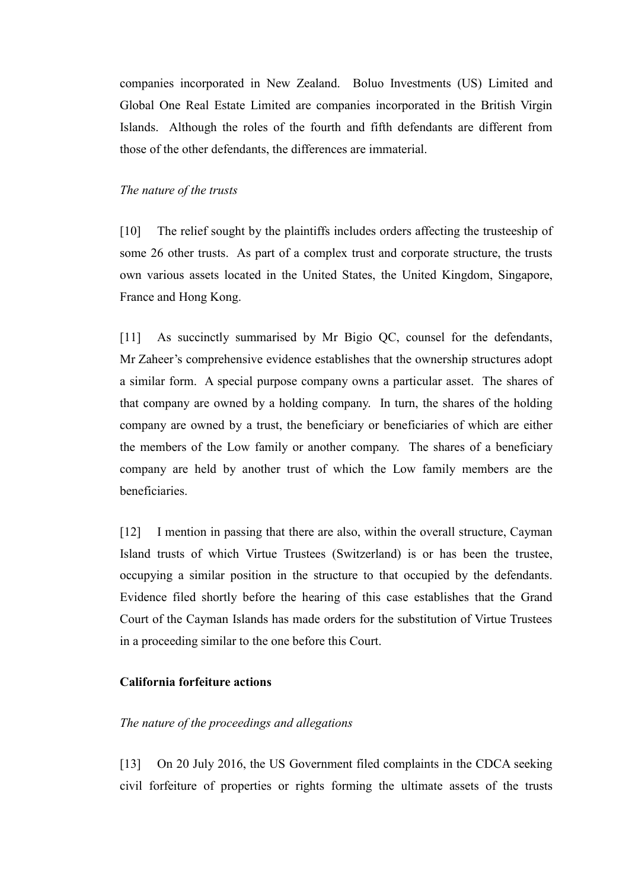companies incorporated in New Zealand. Boluo Investments (US) Limited and Global One Real Estate Limited are companies incorporated in the British Virgin Islands. Although the roles of the fourth and fifth defendants are different from those of the other defendants, the differences are immaterial.

*The nature of the trusts*

[10] The relief sought by the plaintiffs includes orders affecting the trusteeship of some 26 other trusts. As part of a complex trust and corporate structure, the trusts own various assets located in the United States, the United Kingdom, Singapore, France and Hong Kong.

[11] As succinctly summarised by Mr Bigio QC, counsel for the defendants, Mr Zaheer's comprehensive evidence establishes that the ownership structures adopt a similar form. A special purpose company owns a particular asset. The shares of that company are owned by a holding company. In turn, the shares of the holding company are owned by a trust, the beneficiary or beneficiaries of which are either the members of the Low family or another company. The shares of a beneficiary company are held by another trust of which the Low family members are the beneficiaries.

[12] I mention in passing that there are also, within the overall structure, Cayman Island trusts of which Virtue Trustees (Switzerland) is or has been the trustee, occupying a similar position in the structure to that occupied by the defendants. Evidence filed shortly before the hearing of this case establishes that the Grand Court of the Cayman Islands has made orders for the substitution of Virtue Trustees in a proceeding similar to the one before this Court.

## California forfeiture actions

*The nature of the proceedings and allegations*

[13] On 20 July 2016, the US Government filed complaints in the CDCA seeking civil forfeiture of properties or rights forming the ultimate assets of the trusts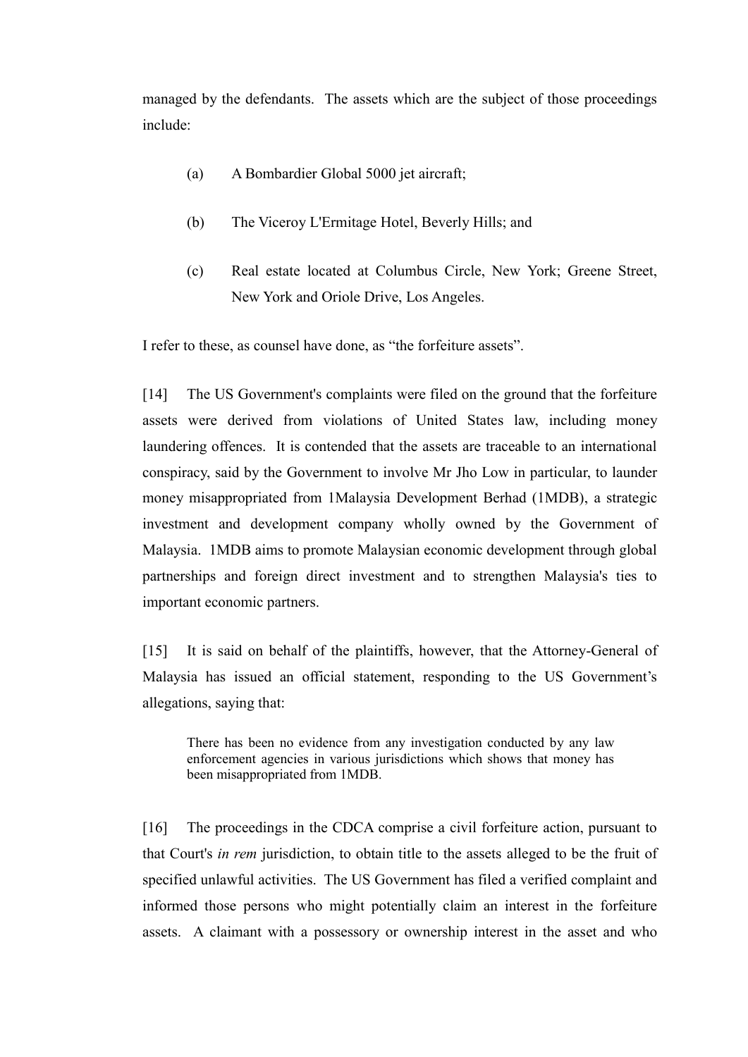managed by the defendants. The assets which are the subject of those proceedings include:

(a) A Bombardier Global 5000 jet aircraft;

(b) The Viceroy L'Ermitage Hotel, Beverly Hills; and

(c) Real estate located at Columbus Circle, New York; Greene Street, New York and Oriole Drive, Los Angeles.

I refer to these, as counsel have done, as "the forfeiture assets".

[14] The US Government's complaints were filed on the ground that the forfeiture assets were derived from violations of United States law, including money laundering offences. It is contended that the assets are traceable to an international conspiracy, said by the Government to involve Mr Jho Low in particular, to launder money misappropriated from 1Malaysia Development Berhad (1MDB), a strategic investment and development company wholly owned by the Government of Malaysia. 1MDB aims to promote Malaysian economic development through global partnerships and foreign direct investment and to strengthen Malaysia's ties to important economic partners.

[15] It is said on behalf of the plaintiffs, however, that the Attorney-General of Malaysia has issued an official statement, responding to the US Government's allegations, saying that:

> There has been no evidence from any investigation conducted by any law enforcement agencies in various jurisdictions which shows that money has been misappropriated from 1MDB.

[16] The proceedings in the CDCA comprise a civil forfeiture action, pursuant to that Court's *in rem* jurisdiction, to obtain title to the assets alleged to be the fruit of specified unlawful activities. The US Government has filed a verified complaint and informed those persons who might potentially claim an interest in the forfeiture assets. A claimant with a possessory or ownership interest in the asset and who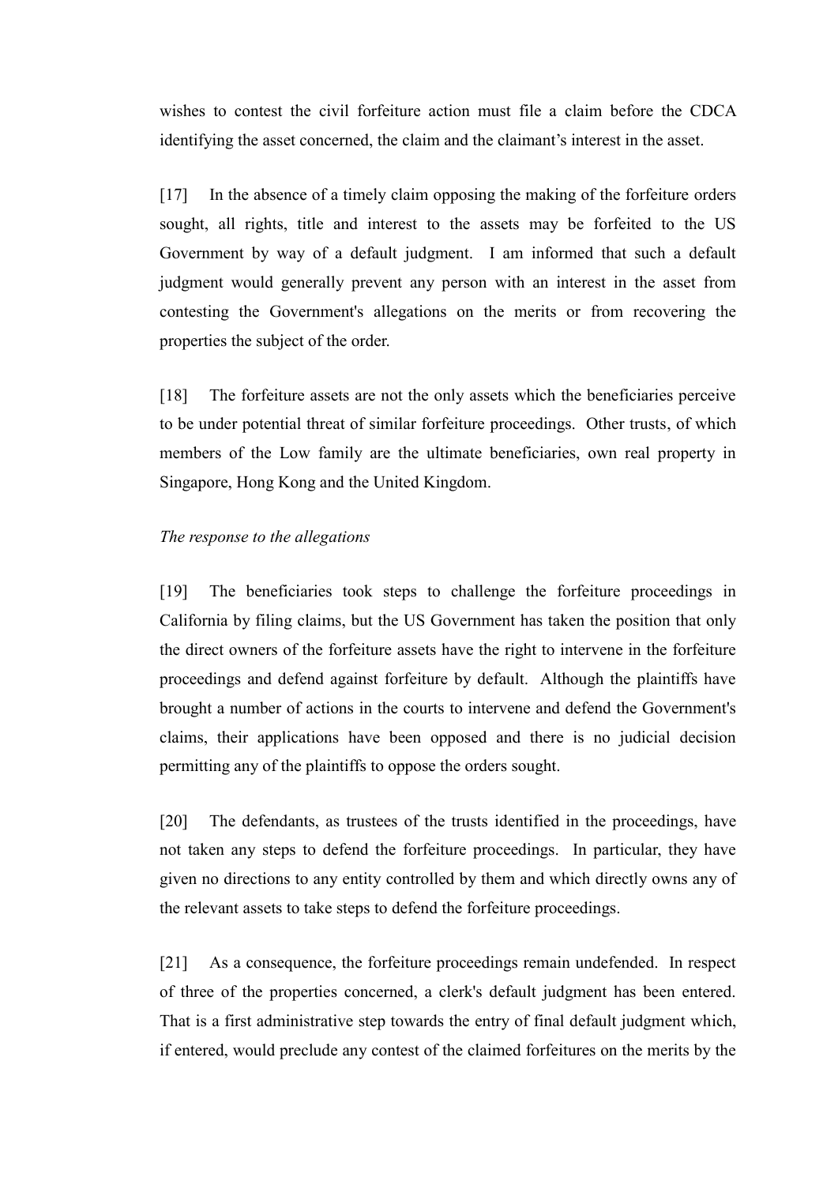wishes to contest the civil forfeiture action must file a claim before the CDCA identifying the asset concerned, the claim and the claimant's interest in the asset.

[17] In the absence of a timely claim opposing the making of the forfeiture orders sought, all rights, title and interest to the assets may be forfeited to the US Government by way of a default judgment. I am informed that such a default judgment would generally prevent any person with an interest in the asset from contesting the Government's allegations on the merits or from recovering the properties the subject of the order.

[18] The forfeiture assets are not the only assets which the beneficiaries perceive to be under potential threat of similar forfeiture proceedings. Other trusts, of which members of the Low family are the ultimate beneficiaries, own real property in Singapore, Hong Kong and the United Kingdom.

*The response to the allegations*

[19] The beneficiaries took steps to challenge the forfeiture proceedings in California by filing claims, but the US Government has taken the position that only the direct owners of the forfeiture assets have the right to intervene in the forfeiture proceedings and defend against forfeiture by default. Although the plaintiffs have brought a number of actions in the courts to intervene and defend the Government's claims, their applications have been opposed and there is no judicial decision permitting any of the plaintiffs to oppose the orders sought.

[20] The defendants, as trustees of the trusts identified in the proceedings, have not taken any steps to defend the forfeiture proceedings. In particular, they have given no directions to any entity controlled by them and which directly owns any of the relevant assets to take steps to defend the forfeiture proceedings.

[21] As a consequence, the forfeiture proceedings remain undefended. In respect of three of the properties concerned, a clerk's default judgment has been entered. That is a first administrative step towards the entry of final default judgment which, if entered, would preclude any contest of the claimed forfeitures on the merits by the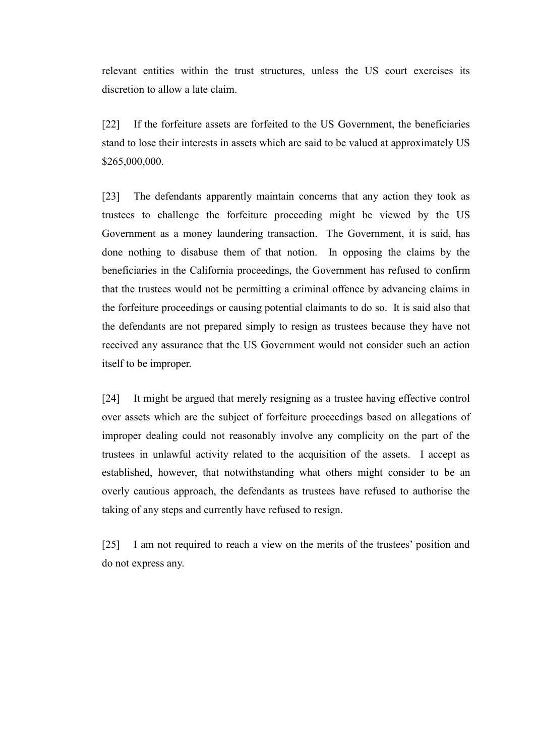relevant entities within the trust structures, unless the US court exercises its discretion to allow a late claim.

[22] If the forfeiture assets are forfeited to the US Government, the beneficiaries stand to lose their interests in assets which are said to be valued at approximately US $265,000,000.

[23] The defendants apparently maintain concerns that any action they took as trustees to challenge the forfeiture proceeding might be viewed by the US Government as a money laundering transaction. The Government, it is said, has done nothing to disabuse them of that notion. In opposing the claims by the beneficiaries in the California proceedings, the Government has refused to confirm that the trustees would not be permitting a criminal offence by advancing claims in the forfeiture proceedings or causing potential claimants to do so. It is said also that the defendants are not prepared simply to resign as trustees because they have not received any assurance that the US Government would not consider such an action itself to be improper.

[24] It might be argued that merely resigning as a trustee having effective control over assets which are the subject of forfeiture proceedings based on allegations of improper dealing could not reasonably involve any complicity on the part of the trustees in unlawful activity related to the acquisition of the assets. I accept as established, however, that notwithstanding what others might consider to be an overly cautious approach, the defendants as trustees have refused to authorise the taking of any steps and currently have refused to resign.

[25] I am not required to reach a view on the merits of the trustees' position and do not express any.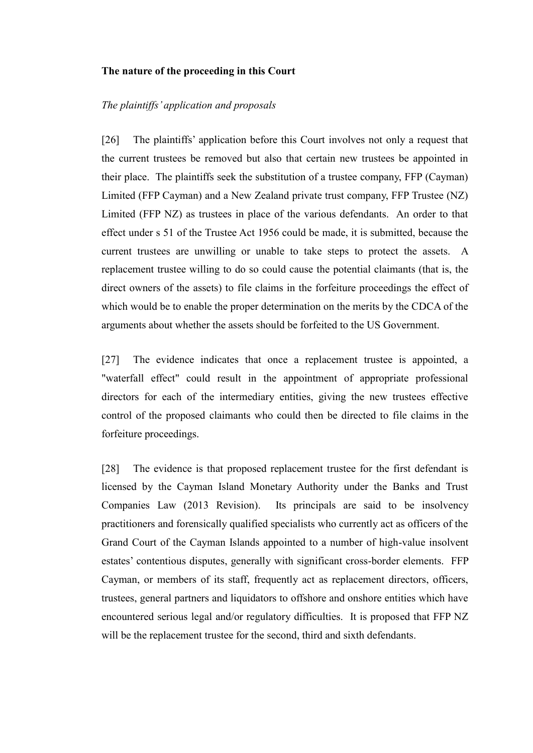**The nature of the proceeding in this Court**

*The plaintiffs' application and proposals*

[26] The plaintiffs' application before this Court involves not only a request that the current trustees be removed but also that certain new trustees be appointed in their place. The plaintiffs seek the substitution of a trustee company, FFP (Cayman) Limited (FFP Cayman) and a New Zealand private trust company, FFP Trustee (NZ) Limited (FFP NZ) as trustees in place of the various defendants. An order to that effect under s 51 of the Trustee Act 1956 could be made, it is submitted, because the current trustees are unwilling or unable to take steps to protect the assets. A replacement trustee willing to do so could cause the potential claimants (that is, the direct owners of the assets) to file claims in the forfeiture proceedings the effect of which would be to enable the proper determination on the merits by the CDCA of the arguments about whether the assets should be forfeited to the US Government.

[27] The evidence indicates that once a replacement trustee is appointed, a "waterfall effect" could result in the appointment of appropriate professional directors for each of the intermediary entities, giving the new trustees effective control of the proposed claimants who could then be directed to file claims in the forfeiture proceedings.

[28] The evidence is that proposed replacement trustee for the first defendant is licensed by the Cayman Island Monetary Authority under the Banks and Trust Companies Law (2013 Revision). Its principals are said to be insolvency practitioners and forensically qualified specialists who currently act as officers of the Grand Court of the Cayman Islands appointed to a number of high-value insolvent estates' contentious disputes, generally with significant cross-border elements. FFP Cayman, or members of its staff, frequently act as replacement directors, officers, trustees, general partners and liquidators to offshore and onshore entities which have encountered serious legal and/or regulatory difficulties. It is proposed that FFP NZ will be the replacement trustee for the second, third and sixth defendants.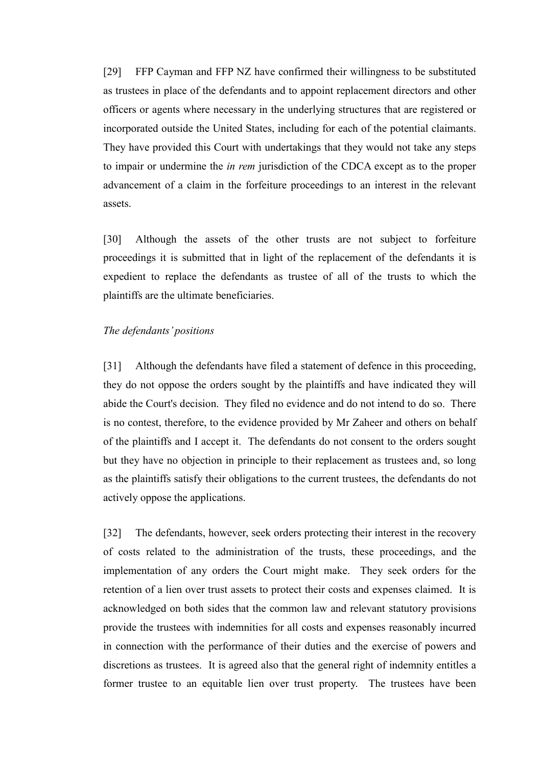[29] FFP Cayman and FFP NZ have confirmed their willingness to be substituted as trustees in place of the defendants and to appoint replacement directors and other officers or agents where necessary in the underlying structures that are registered or incorporated outside the United States, including for each of the potential claimants. They have provided this Court with undertakings that they would not take any steps to impair or undermine the *in rem* jurisdiction of the CDCA except as to the proper advancement of a claim in the forfeiture proceedings to an interest in the relevant assets.

[30] Although the assets of the other trusts are not subject to forfeiture proceedings it is submitted that in light of the replacement of the defendants it is expedient to replace the defendants as trustee of all of the trusts to which the plaintiffs are the ultimate beneficiaries.

*The defendants' positions*

[31] Although the defendants have filed a statement of defence in this proceeding, they do not oppose the orders sought by the plaintiffs and have indicated they will abide the Court's decision. They filed no evidence and do not intend to do so. There is no contest, therefore, to the evidence provided by Mr Zaheer and others on behalf of the plaintiffs and I accept it. The defendants do not consent to the orders sought but they have no objection in principle to their replacement as trustees and, so long as the plaintiffs satisfy their obligations to the current trustees, the defendants do not actively oppose the applications.

[32] The defendants, however, seek orders protecting their interest in the recovery of costs related to the administration of the trusts, these proceedings, and the implementation of any orders the Court might make. They seek orders for the retention of a lien over trust assets to protect their costs and expenses claimed. It is acknowledged on both sides that the common law and relevant statutory provisions provide the trustees with indemnities for all costs and expenses reasonably incurred in connection with the performance of their duties and the exercise of powers and discretions as trustees. It is agreed also that the general right of indemnity entitles a former trustee to an equitable lien over trust property. The trustees have been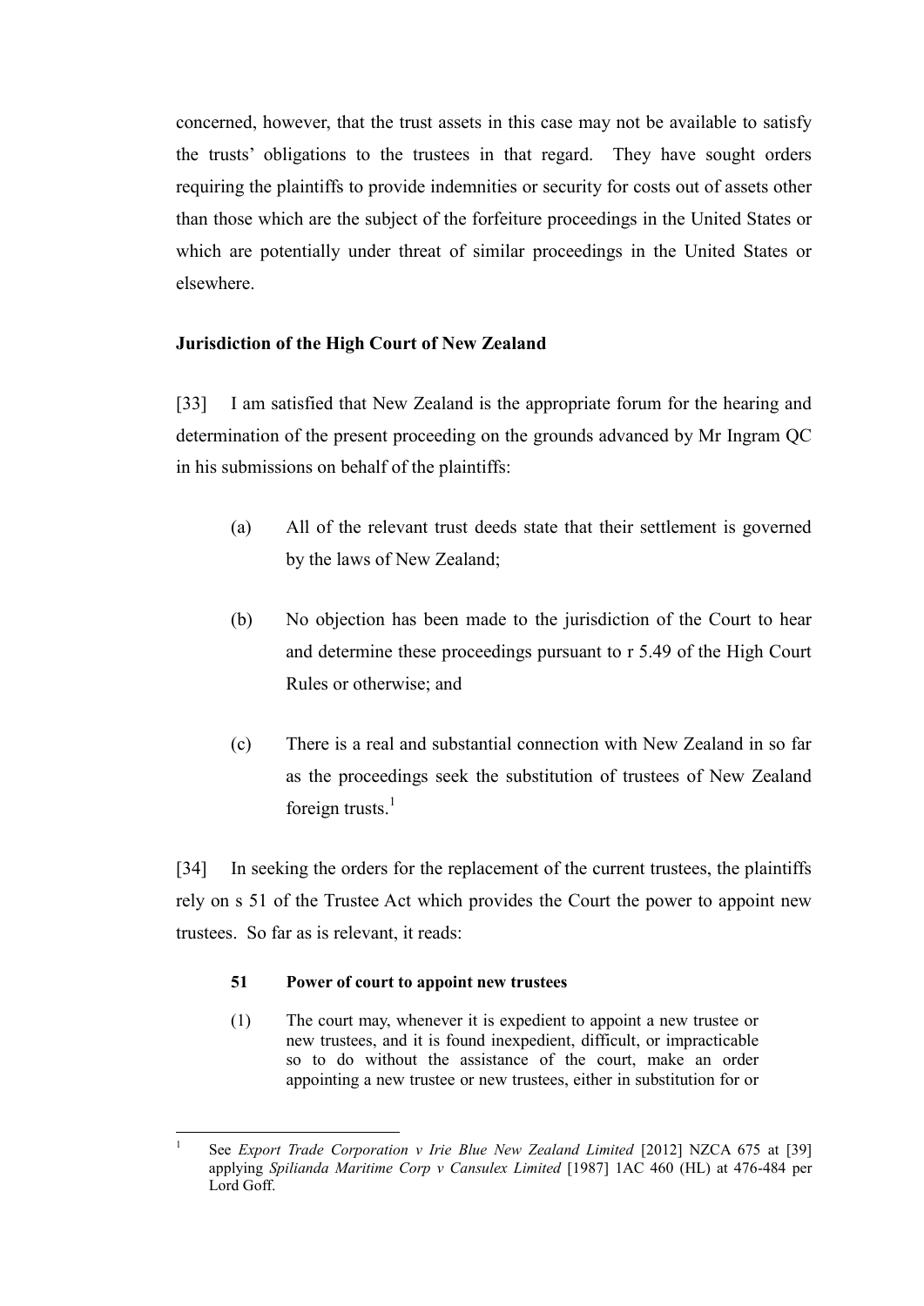concerned, however, that the trust assets in this case may not be available to satisfy the trusts' obligations to the trustees in that regard. They have sought orders requiring the plaintiffs to provide indemnities or security for costs out of assets other than those which are the subject of the forfeiture proceedings in the United States or which are potentially under threat of similar proceedings in the United States or elsewhere.

**Jurisdiction of the High Court of New Zealand**

[33] I am satisfied that New Zealand is the appropriate forum for the hearing and determination of the present proceeding on the grounds advanced by Mr Ingram QC in his submissions on behalf of the plaintiffs:

(a) All of the relevant trust deeds state that their settlement is governed by the laws of New Zealand;

(b) No objection has been made to the jurisdiction of the Court to hear and determine these proceedings pursuant to r 5.49 of the High Court Rules or otherwise; and

(c) There is a real and substantial connection with New Zealand in so far as the proceedings seek the substitution of trustees of New Zealand foreign trusts.[1]

[34] In seeking the orders for the replacement of the current trustees, the plaintiffs rely on s 51 of the Trustee Act which provides the Court the power to appoint new trustees. So far as is relevant, it reads:

> **51 Power of court to appoint new trustees**
>
> (1) The court may, whenever it is expedient to appoint a new trustee or new trustees, and it is found inexpedient, difficult, or impracticable so to do without the assistance of the court, make an order appointing a new trustee or new trustees, either in substitution for or

---

[1] See *Export Trade Corporation v Irie Blue New Zealand Limited* [2012] NZCA 675 at [39] applying *Spilianda Maritime Corp v Cansulex Limited* [1987] 1AC 460 (HL) at 476-484 per Lord Goff.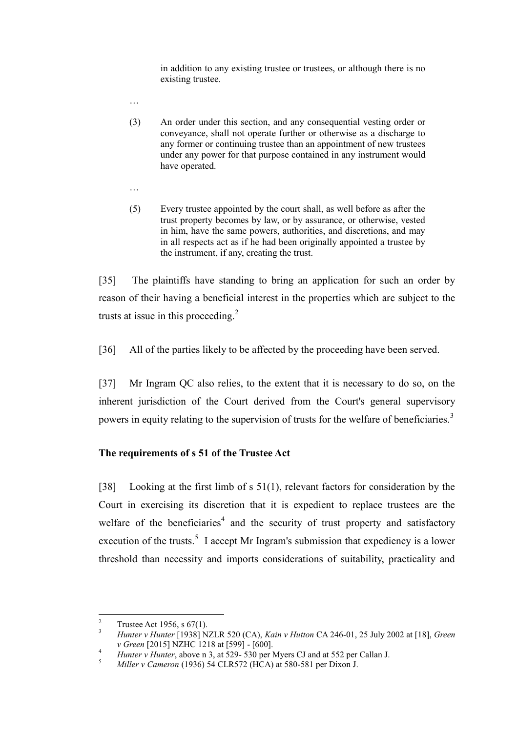> in addition to any existing trustee or trustees, or although there is no existing trustee.
>
> …
>
> (3) An order under this section, and any consequential vesting order or conveyance, shall not operate further or otherwise as a discharge to any former or continuing trustee than an appointment of new trustees under any power for that purpose contained in any instrument would have operated.
>
> …
>
> (5) Every trustee appointed by the court shall, as well before as after the trust property becomes by law, or by assurance, or otherwise, vested in him, have the same powers, authorities, and discretions, and may in all respects act as if he had been originally appointed a trustee by the instrument, if any, creating the trust.

[35] The plaintiffs have standing to bring an application for such an order by reason of their having a beneficial interest in the properties which are subject to the trusts at issue in this proceeding.[2]

[36] All of the parties likely to be affected by the proceeding have been served.

[37] Mr Ingram QC also relies, to the extent that it is necessary to do so, on the inherent jurisdiction of the Court derived from the Court's general supervisory powers in equity relating to the supervision of trusts for the welfare of beneficiaries.[3]

### The requirements of s 51 of the Trustee Act

[38] Looking at the first limb of s 51(1), relevant factors for consideration by the Court in exercising its discretion that it is expedient to replace trustees are the welfare of the beneficiaries[4] and the security of trust property and satisfactory execution of the trusts.[5] I accept Mr Ingram's submission that expediency is a lower threshold than necessity and imports considerations of suitability, practicality and

---

[2] Trustee Act 1956, s 67(1).

[3] *Hunter v Hunter* [1938] NZLR 520 (CA), *Kain v Hutton* CA 246-01, 25 July 2002 at [18], *Green v Green* [2015] NZHC 1218 at [599] - [600].

[4] *Hunter v Hunter*, above n 3, at 529- 530 per Myers CJ and at 552 per Callan J.

[5] *Miller v Cameron* (1936) 54 CLR572 (HCA) at 580-581 per Dixon J.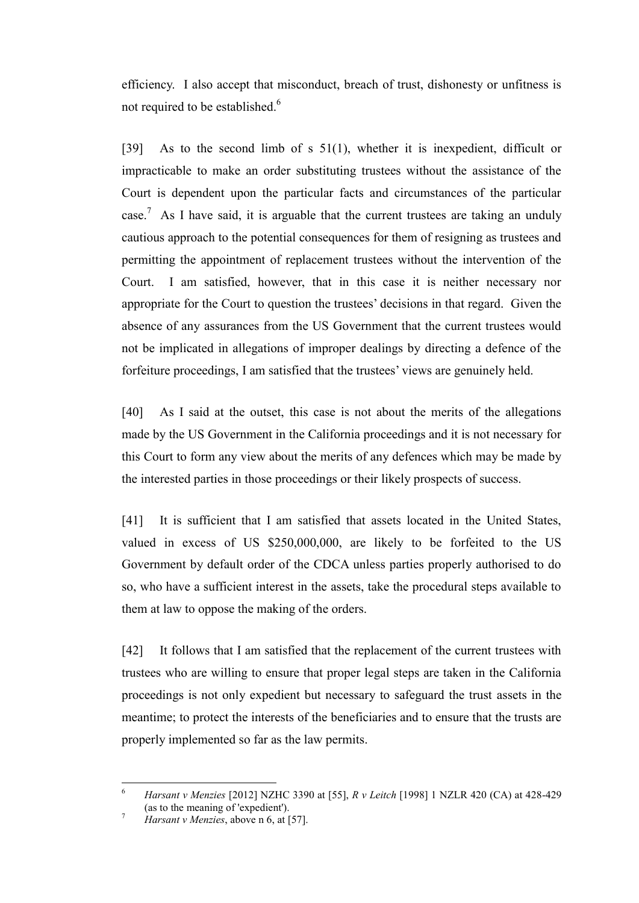efficiency. I also accept that misconduct, breach of trust, dishonesty or unfitness is not required to be established.[6]

[39] As to the second limb of s 51(1), whether it is inexpedient, difficult or impracticable to make an order substituting trustees without the assistance of the Court is dependent upon the particular facts and circumstances of the particular case.[7] As I have said, it is arguable that the current trustees are taking an unduly cautious approach to the potential consequences for them of resigning as trustees and permitting the appointment of replacement trustees without the intervention of the Court. I am satisfied, however, that in this case it is neither necessary nor appropriate for the Court to question the trustees' decisions in that regard. Given the absence of any assurances from the US Government that the current trustees would not be implicated in allegations of improper dealings by directing a defence of the forfeiture proceedings, I am satisfied that the trustees' views are genuinely held.

[40] As I said at the outset, this case is not about the merits of the allegations made by the US Government in the California proceedings and it is not necessary for this Court to form any view about the merits of any defences which may be made by the interested parties in those proceedings or their likely prospects of success.

[41] It is sufficient that I am satisfied that assets located in the United States, valued in excess of US $250,000,000, are likely to be forfeited to the US Government by default order of the CDCA unless parties properly authorised to do so, who have a sufficient interest in the assets, take the procedural steps available to them at law to oppose the making of the orders.

[42] It follows that I am satisfied that the replacement of the current trustees with trustees who are willing to ensure that proper legal steps are taken in the California proceedings is not only expedient but necessary to safeguard the trust assets in the meantime; to protect the interests of the beneficiaries and to ensure that the trusts are properly implemented so far as the law permits.

---

[6] *Harsant v Menzies* [2012] NZHC 3390 at [55], *R v Leitch* [1998] 1 NZLR 420 (CA) at 428-429 (as to the meaning of 'expedient').

[7] *Harsant v Menzies*, above n 6, at [57].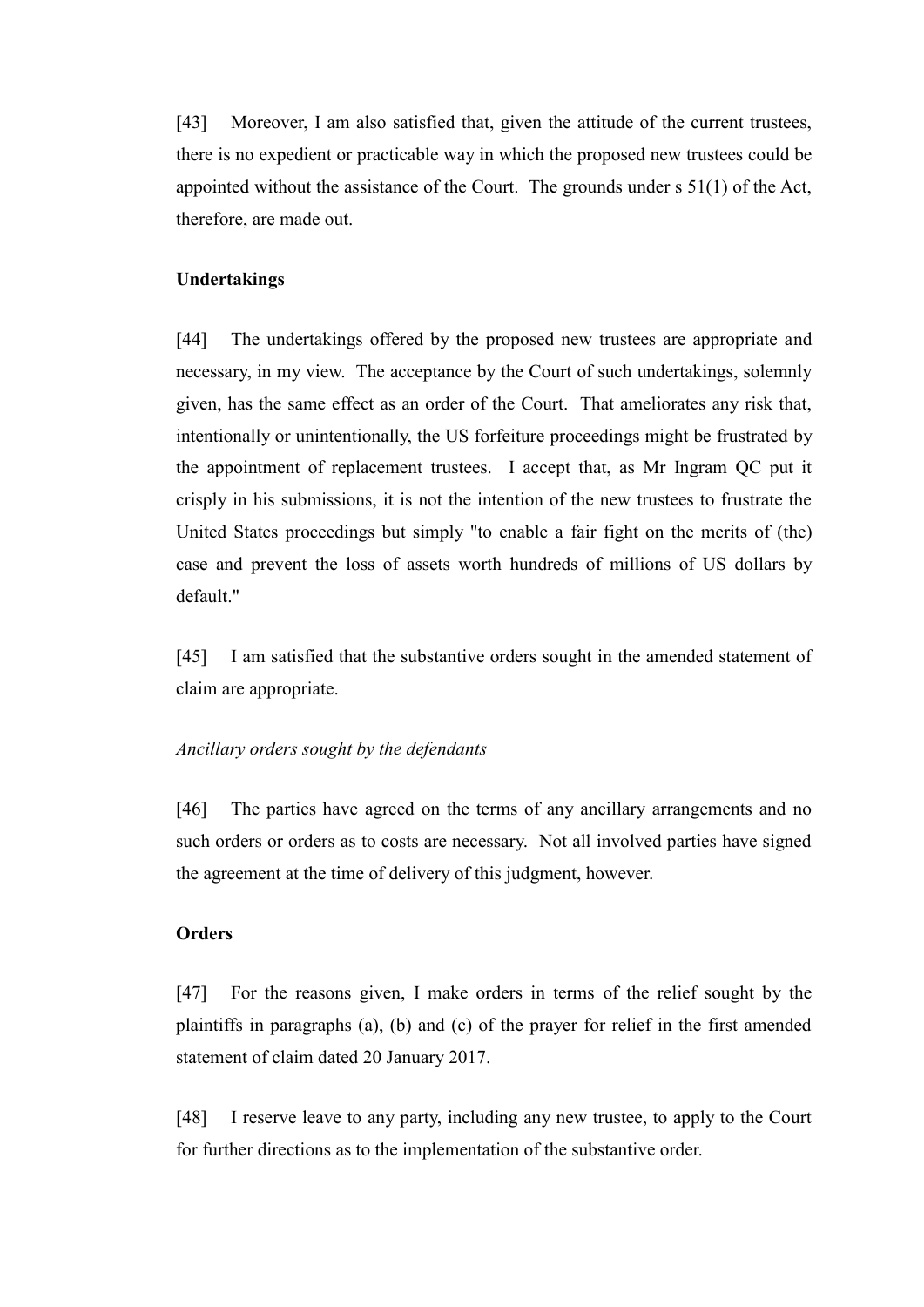[43] Moreover, I am also satisfied that, given the attitude of the current trustees, there is no expedient or practicable way in which the proposed new trustees could be appointed without the assistance of the Court. The grounds under s 51(1) of the Act, therefore, are made out.

**Undertakings**

[44] The undertakings offered by the proposed new trustees are appropriate and necessary, in my view. The acceptance by the Court of such undertakings, solemnly given, has the same effect as an order of the Court. That ameliorates any risk that, intentionally or unintentionally, the US forfeiture proceedings might be frustrated by the appointment of replacement trustees. I accept that, as Mr Ingram QC put it crisply in his submissions, it is not the intention of the new trustees to frustrate the United States proceedings but simply "to enable a fair fight on the merits of (the) case and prevent the loss of assets worth hundreds of millions of US dollars by default."

[45] I am satisfied that the substantive orders sought in the amended statement of claim are appropriate.

*Ancillary orders sought by the defendants*

[46] The parties have agreed on the terms of any ancillary arrangements and no such orders or orders as to costs are necessary. Not all involved parties have signed the agreement at the time of delivery of this judgment, however.

**Orders**

[47] For the reasons given, I make orders in terms of the relief sought by the plaintiffs in paragraphs (a), (b) and (c) of the prayer for relief in the first amended statement of claim dated 20 January 2017.

[48] I reserve leave to any party, including any new trustee, to apply to the Court for further directions as to the implementation of the substantive order.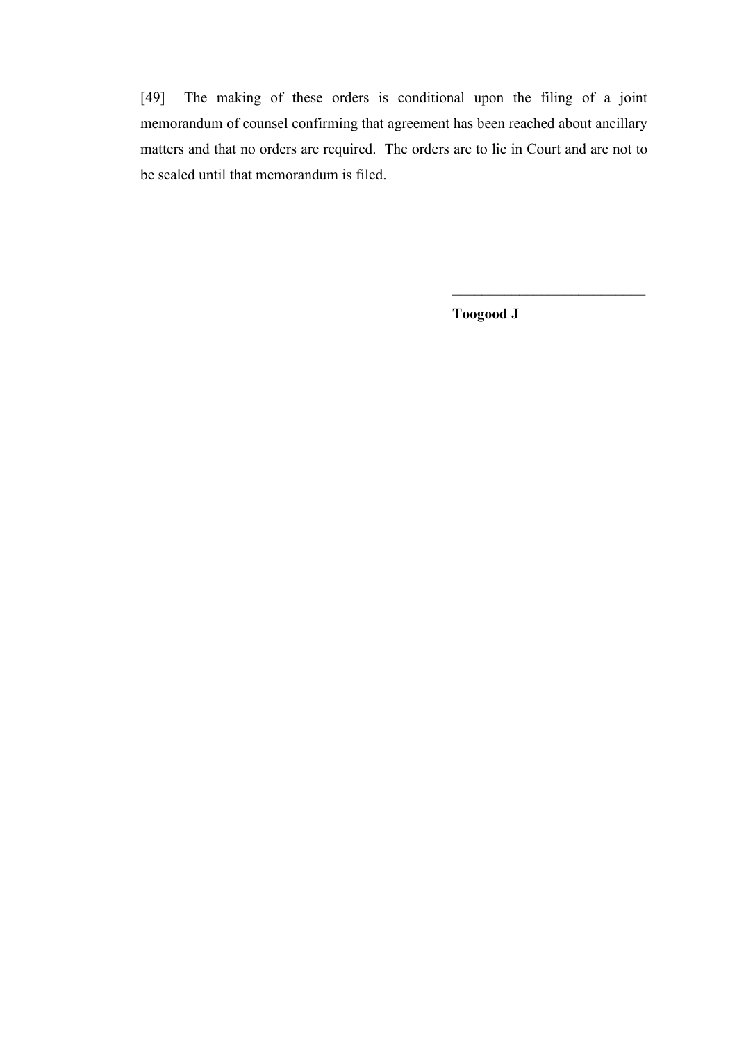[49] The making of these orders is conditional upon the filing of a joint memorandum of counsel confirming that agreement has been reached about ancillary matters and that no orders are required. The orders are to lie in Court and are not to be sealed until that memorandum is filed.

\_\_\_\_\_\_\_\_\_\_\_\_\_\_\_\_\_\_\_\_\_\_\_\_\_\_\_

**Toogood J**